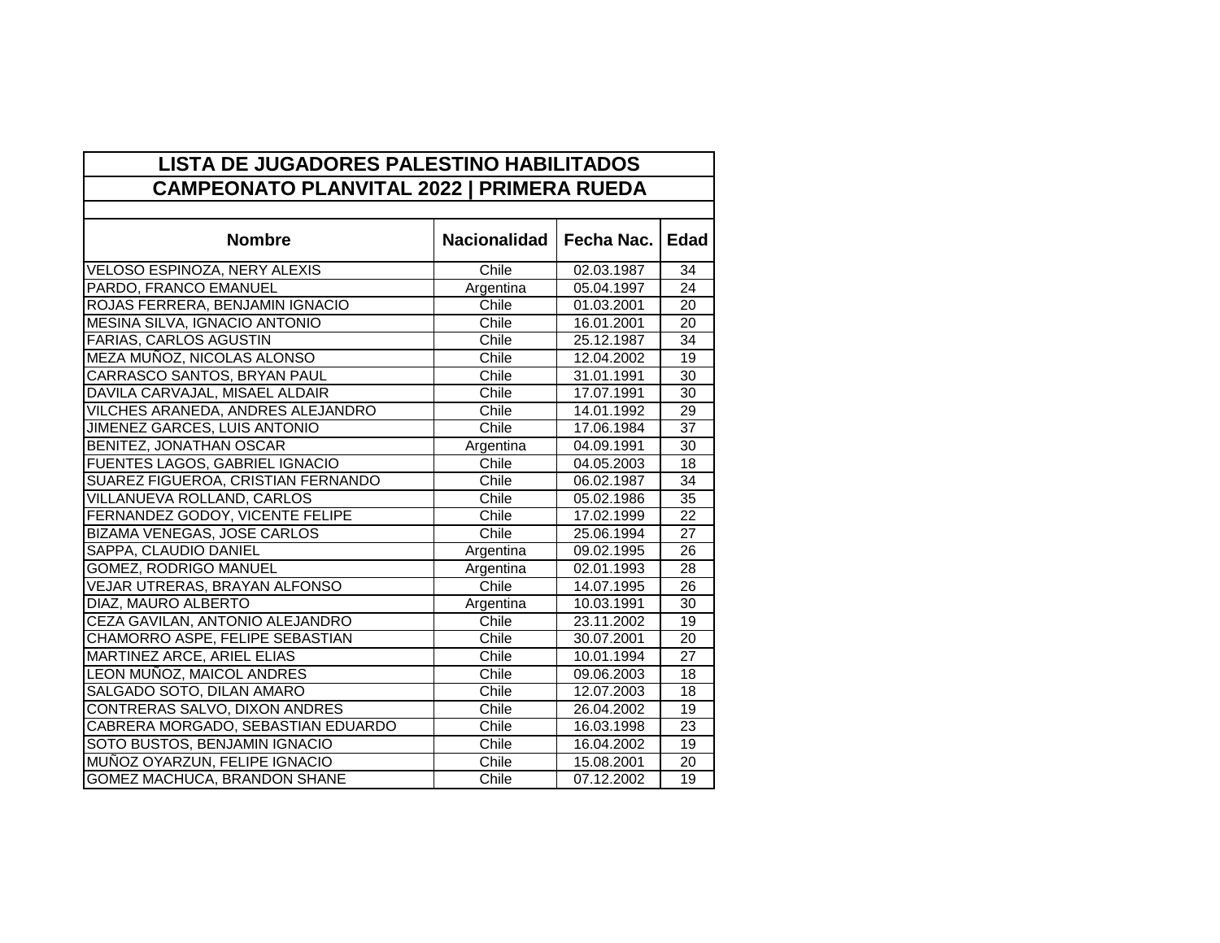## LISTA DE JUGADORES PALESTINO HABILITADOS

## CAMPEONATO PLANVITAL 2022 | PRIMERA RUEDA

| Nombre | Nacionalidad | Fecha Nac. | Edad |
|---|---|---|---|
| VELOSO ESPINOZA, NERY ALEXIS | Chile | 02.03.1987 | 34 |
| PARDO, FRANCO EMANUEL | Argentina | 05.04.1997 | 24 |
| ROJAS FERRERA, BENJAMIN IGNACIO | Chile | 01.03.2001 | 20 |
| MESINA SILVA, IGNACIO ANTONIO | Chile | 16.01.2001 | 20 |
| FARIAS, CARLOS AGUSTIN | Chile | 25.12.1987 | 34 |
| MEZA MUÑOZ, NICOLAS ALONSO | Chile | 12.04.2002 | 19 |
| CARRASCO SANTOS, BRYAN PAUL | Chile | 31.01.1991 | 30 |
| DAVILA CARVAJAL, MISAEL ALDAIR | Chile | 17.07.1991 | 30 |
| VILCHES ARANEDA, ANDRES ALEJANDRO | Chile | 14.01.1992 | 29 |
| JIMENEZ GARCES, LUIS ANTONIO | Chile | 17.06.1984 | 37 |
| BENITEZ, JONATHAN OSCAR | Argentina | 04.09.1991 | 30 |
| FUENTES LAGOS, GABRIEL IGNACIO | Chile | 04.05.2003 | 18 |
| SUAREZ FIGUEROA, CRISTIAN FERNANDO | Chile | 06.02.1987 | 34 |
| VILLANUEVA ROLLAND, CARLOS | Chile | 05.02.1986 | 35 |
| FERNANDEZ GODOY, VICENTE FELIPE | Chile | 17.02.1999 | 22 |
| BIZAMA VENEGAS, JOSE CARLOS | Chile | 25.06.1994 | 27 |
| SAPPA, CLAUDIO DANIEL | Argentina | 09.02.1995 | 26 |
| GOMEZ, RODRIGO MANUEL | Argentina | 02.01.1993 | 28 |
| VEJAR UTRERAS, BRAYAN ALFONSO | Chile | 14.07.1995 | 26 |
| DIAZ, MAURO ALBERTO | Argentina | 10.03.1991 | 30 |
| CEZA GAVILAN, ANTONIO ALEJANDRO | Chile | 23.11.2002 | 19 |
| CHAMORRO ASPE, FELIPE SEBASTIAN | Chile | 30.07.2001 | 20 |
| MARTINEZ ARCE, ARIEL ELIAS | Chile | 10.01.1994 | 27 |
| LEON MUÑOZ, MAICOL ANDRES | Chile | 09.06.2003 | 18 |
| SALGADO SOTO, DILAN AMARO | Chile | 12.07.2003 | 18 |
| CONTRERAS SALVO, DIXON ANDRES | Chile | 26.04.2002 | 19 |
| CABRERA MORGADO, SEBASTIAN EDUARDO | Chile | 16.03.1998 | 23 |
| SOTO BUSTOS, BENJAMIN IGNACIO | Chile | 16.04.2002 | 19 |
| MUÑOZ OYARZUN, FELIPE IGNACIO | Chile | 15.08.2001 | 20 |
| GOMEZ MACHUCA, BRANDON SHANE | Chile | 07.12.2002 | 19 |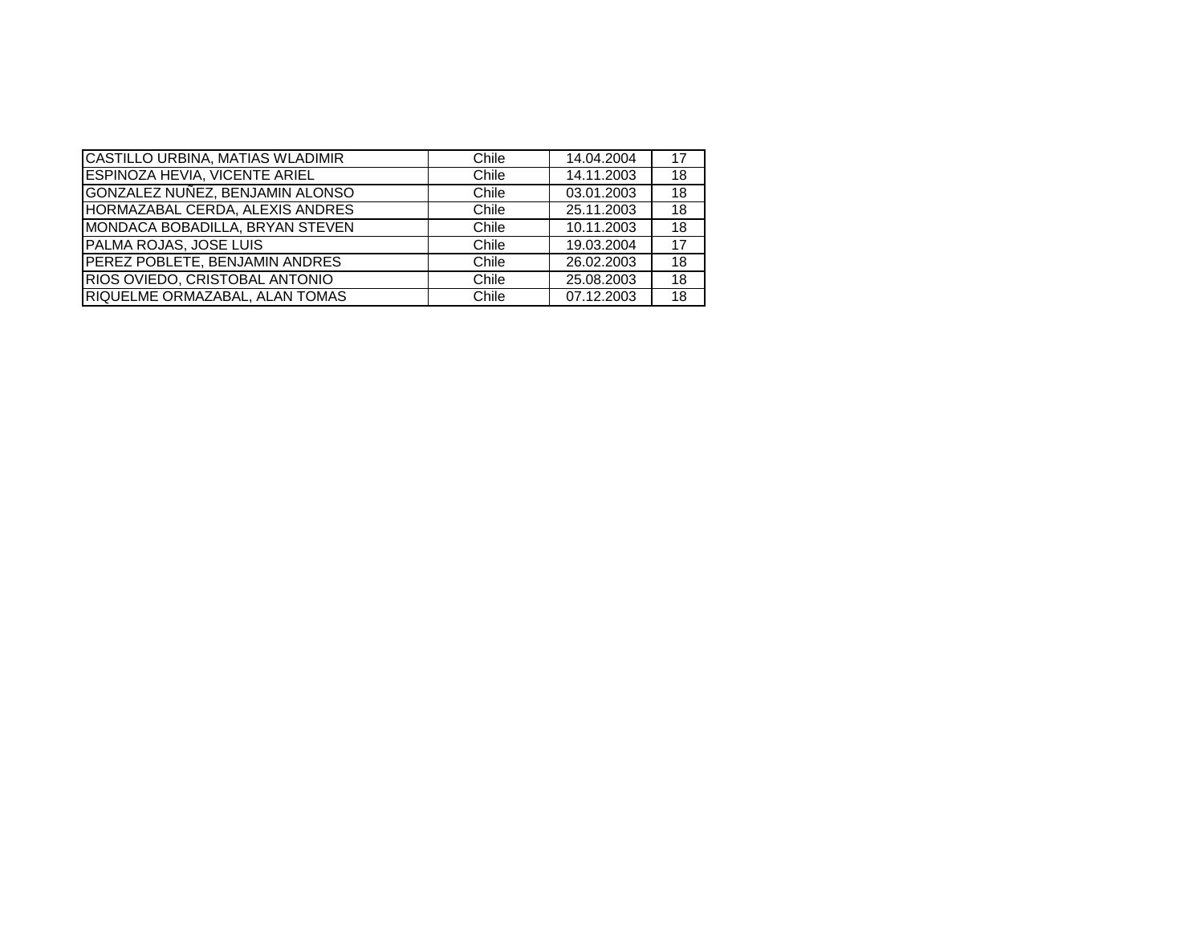| | | | |
|---|---|---|---|
| CASTILLO URBINA, MATIAS WLADIMIR | Chile | 14.04.2004 | 17 |
| ESPINOZA HEVIA, VICENTE ARIEL | Chile | 14.11.2003 | 18 |
| GONZALEZ NUÑEZ, BENJAMIN ALONSO | Chile | 03.01.2003 | 18 |
| HORMAZABAL CERDA, ALEXIS ANDRES | Chile | 25.11.2003 | 18 |
| MONDACA BOBADILLA, BRYAN STEVEN | Chile | 10.11.2003 | 18 |
| PALMA ROJAS, JOSE LUIS | Chile | 19.03.2004 | 17 |
| PEREZ POBLETE, BENJAMIN ANDRES | Chile | 26.02.2003 | 18 |
| RIOS OVIEDO, CRISTOBAL ANTONIO | Chile | 25.08.2003 | 18 |
| RIQUELME ORMAZABAL, ALAN TOMAS | Chile | 07.12.2003 | 18 |